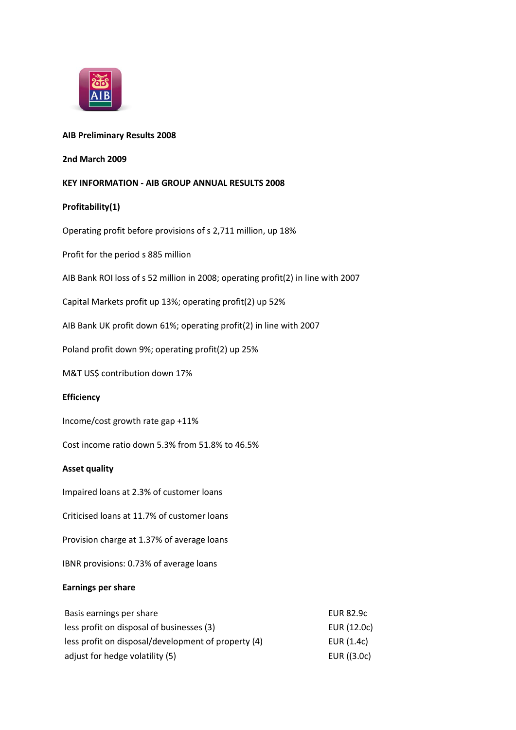**AIB Preliminary Results 2008**

**2nd March 2009**

**KEY INFORMATION - AIB GROUP ANNUAL RESULTS 2008**

**Profitability(1)**

Operating profit before provisions of s 2,711 million, up 18%

Profit for the period s 885 million

AIB Bank ROI loss of s 52 million in 2008; operating profit(2) in line with 2007

Capital Markets profit up 13%; operating profit(2) up 52%

AIB Bank UK profit down 61%; operating profit(2) in line with 2007

Poland profit down 9%; operating profit(2) up 25%

M&T US$ contribution down 17%

**Efficiency**

Income/cost growth rate gap +11%

Cost income ratio down 5.3% from 51.8% to 46.5%

**Asset quality**

Impaired loans at 2.3% of customer loans

Criticised loans at 11.7% of customer loans

Provision charge at 1.37% of average loans

IBNR provisions: 0.73% of average loans

**Earnings per share**

| | |
|---|---|
| Basis earnings per share | EUR 82.9c |
| less profit on disposal of businesses (3) | EUR (12.0c) |
| less profit on disposal/development of property (4) | EUR (1.4c) |
| adjust for hedge volatility (5) | EUR ((3.0c) |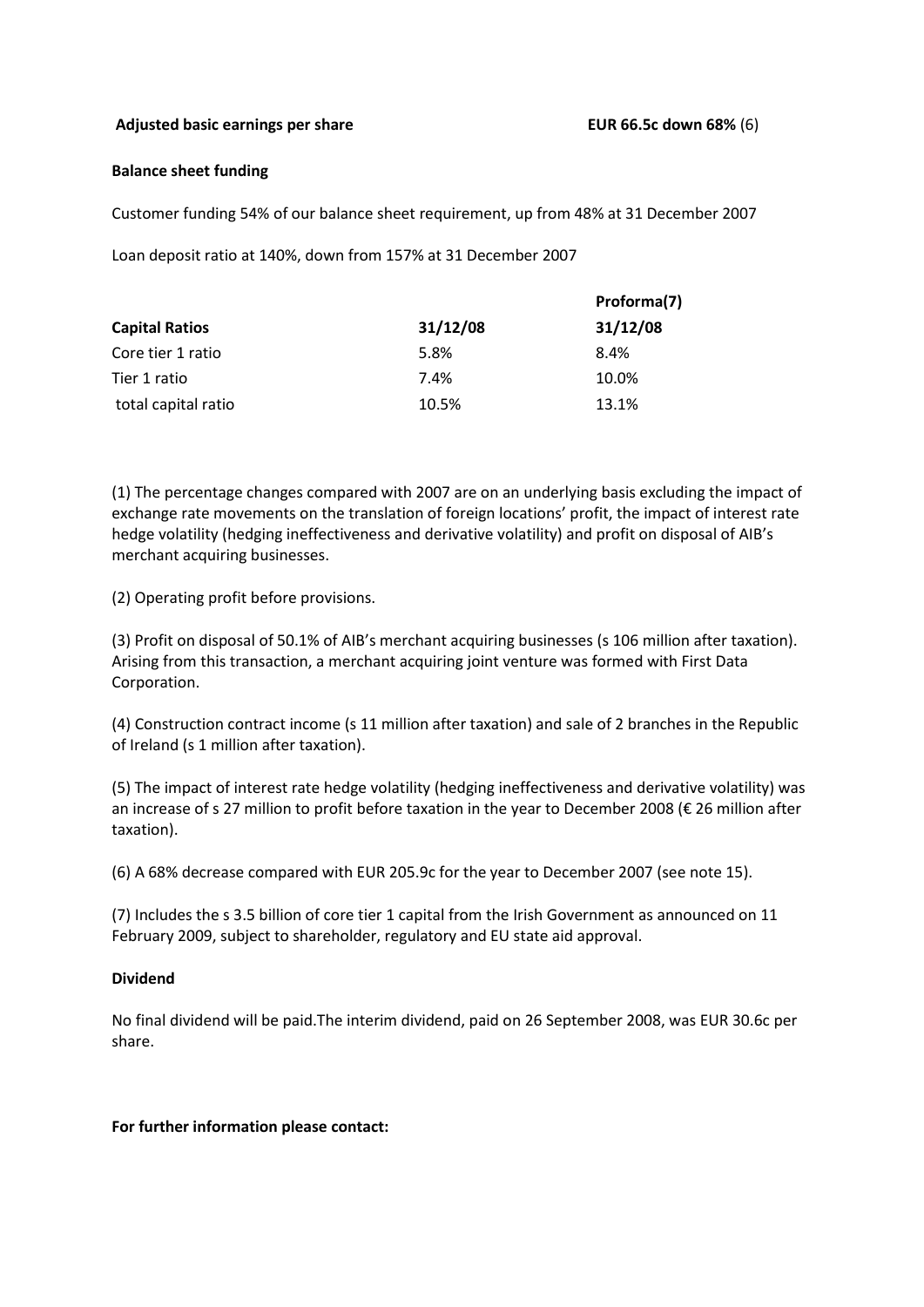**Adjusted basic earnings per share** **EUR 66.5c down 68%** (6)

**Balance sheet funding**

Customer funding 54% of our balance sheet requirement, up from 48% at 31 December 2007

Loan deposit ratio at 140%, down from 157% at 31 December 2007

| | | **Proforma(7)** |
|---|---|---|
| **Capital Ratios** | **31/12/08** | **31/12/08** |
| Core tier 1 ratio | 5.8% | 8.4% |
| Tier 1 ratio | 7.4% | 10.0% |
| total capital ratio | 10.5% | 13.1% |

(1) The percentage changes compared with 2007 are on an underlying basis excluding the impact of exchange rate movements on the translation of foreign locations' profit, the impact of interest rate hedge volatility (hedging ineffectiveness and derivative volatility) and profit on disposal of AIB's merchant acquiring businesses.

(2) Operating profit before provisions.

(3) Profit on disposal of 50.1% of AIB's merchant acquiring businesses (s 106 million after taxation). Arising from this transaction, a merchant acquiring joint venture was formed with First Data Corporation.

(4) Construction contract income (s 11 million after taxation) and sale of 2 branches in the Republic of Ireland (s 1 million after taxation).

(5) The impact of interest rate hedge volatility (hedging ineffectiveness and derivative volatility) was an increase of s 27 million to profit before taxation in the year to December 2008 (€ 26 million after taxation).

(6) A 68% decrease compared with EUR 205.9c for the year to December 2007 (see note 15).

(7) Includes the s 3.5 billion of core tier 1 capital from the Irish Government as announced on 11 February 2009, subject to shareholder, regulatory and EU state aid approval.

**Dividend**

No final dividend will be paid.The interim dividend, paid on 26 September 2008, was EUR 30.6c per share.

**For further information please contact:**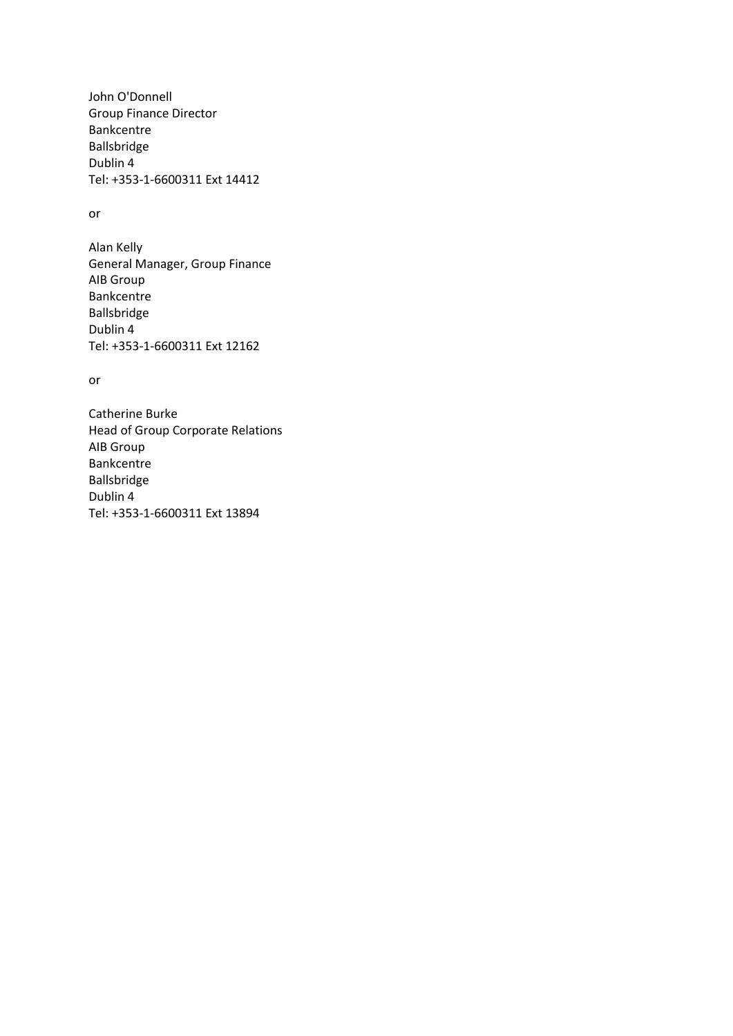John O'Donnell
Group Finance Director
Bankcentre
Ballsbridge
Dublin 4
Tel: +353-1-6600311 Ext 14412

or

Alan Kelly
General Manager, Group Finance
AIB Group
Bankcentre
Ballsbridge
Dublin 4
Tel: +353-1-6600311 Ext 12162

or

Catherine Burke
Head of Group Corporate Relations
AIB Group
Bankcentre
Ballsbridge
Dublin 4
Tel: +353-1-6600311 Ext 13894